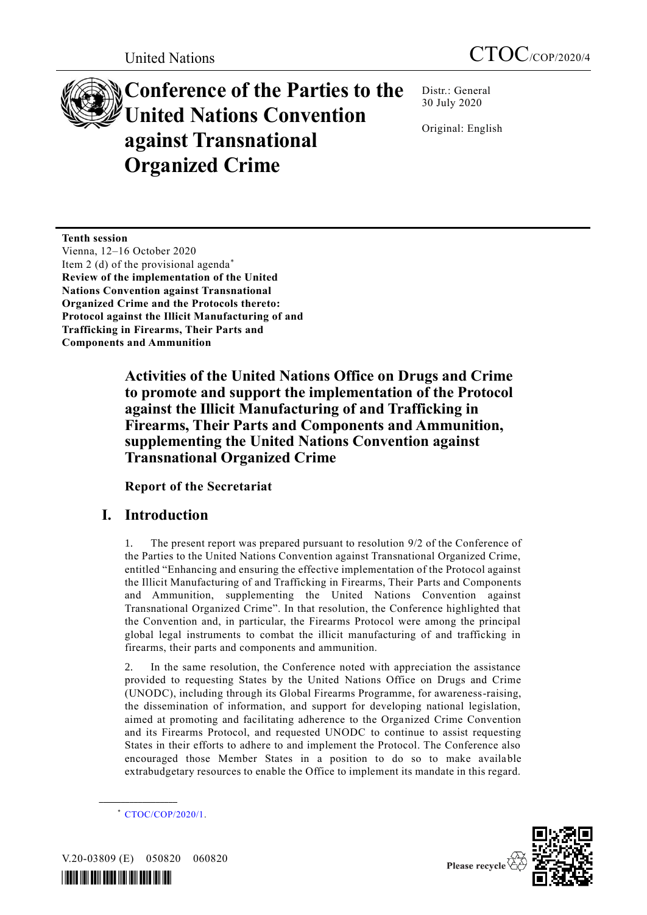United Nations

CTOC/COP/2020/4

# Conference of the Parties to the United Nations Convention against Transnational Organized Crime

Distr.: General
30 July 2020

Original: English

**Tenth session**
Vienna, 12–16 October 2020
Item 2 (d) of the provisional agenda*
**Review of the implementation of the United Nations Convention against Transnational Organized Crime and the Protocols thereto: Protocol against the Illicit Manufacturing of and Trafficking in Firearms, Their Parts and Components and Ammunition**

## Activities of the United Nations Office on Drugs and Crime to promote and support the implementation of the Protocol against the Illicit Manufacturing of and Trafficking in Firearms, Their Parts and Components and Ammunition, supplementing the United Nations Convention against Transnational Organized Crime

### Report of the Secretariat

## I. Introduction

1. The present report was prepared pursuant to resolution 9/2 of the Conference of the Parties to the United Nations Convention against Transnational Organized Crime, entitled "Enhancing and ensuring the effective implementation of the Protocol against the Illicit Manufacturing of and Trafficking in Firearms, Their Parts and Components and Ammunition, supplementing the United Nations Convention against Transnational Organized Crime". In that resolution, the Conference highlighted that the Convention and, in particular, the Firearms Protocol were among the principal global legal instruments to combat the illicit manufacturing of and trafficking in firearms, their parts and components and ammunition.

2. In the same resolution, the Conference noted with appreciation the assistance provided to requesting States by the United Nations Office on Drugs and Crime (UNODC), including through its Global Firearms Programme, for awareness-raising, the dissemination of information, and support for developing national legislation, aimed at promoting and facilitating adherence to the Organized Crime Convention and its Firearms Protocol, and requested UNODC to continue to assist requesting States in their efforts to adhere to and implement the Protocol. The Conference also encouraged those Member States in a position to do so to make available extrabudgetary resources to enable the Office to implement its mandate in this regard.

* CTOC/COP/2020/1.

V.20-03809 (E) 050820 060820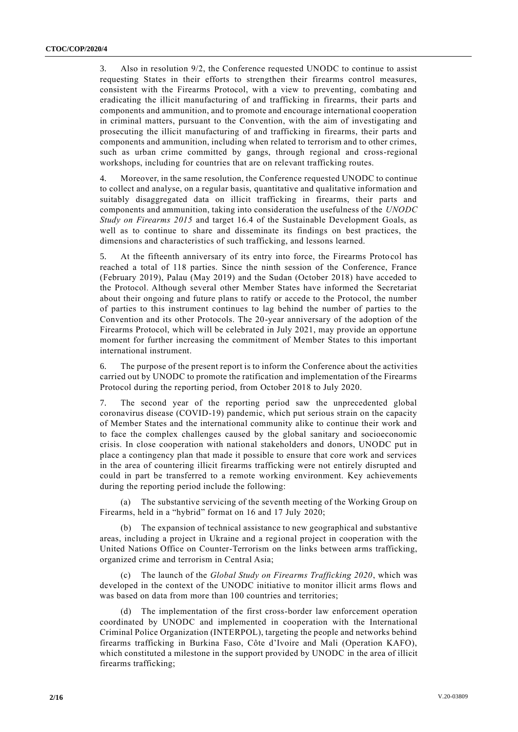3. Also in resolution 9/2, the Conference requested UNODC to continue to assist requesting States in their efforts to strengthen their firearms control measures, consistent with the Firearms Protocol, with a view to preventing, combating and eradicating the illicit manufacturing of and trafficking in firearms, their parts and components and ammunition, and to promote and encourage international cooperation in criminal matters, pursuant to the Convention, with the aim of investigating and prosecuting the illicit manufacturing of and trafficking in firearms, their parts and components and ammunition, including when related to terrorism and to other crimes, such as urban crime committed by gangs, through regional and cross-regional workshops, including for countries that are on relevant trafficking routes.

4. Moreover, in the same resolution, the Conference requested UNODC to continue to collect and analyse, on a regular basis, quantitative and qualitative information and suitably disaggregated data on illicit trafficking in firearms, their parts and components and ammunition, taking into consideration the usefulness of the *UNODC Study on Firearms 2015* and target 16.4 of the Sustainable Development Goals, as well as to continue to share and disseminate its findings on best practices, the dimensions and characteristics of such trafficking, and lessons learned.

5. At the fifteenth anniversary of its entry into force, the Firearms Protocol has reached a total of 118 parties. Since the ninth session of the Conference, France (February 2019), Palau (May 2019) and the Sudan (October 2018) have acceded to the Protocol. Although several other Member States have informed the Secretariat about their ongoing and future plans to ratify or accede to the Protocol, the number of parties to this instrument continues to lag behind the number of parties to the Convention and its other Protocols. The 20-year anniversary of the adoption of the Firearms Protocol, which will be celebrated in July 2021, may provide an opportune moment for further increasing the commitment of Member States to this important international instrument.

6. The purpose of the present report is to inform the Conference about the activities carried out by UNODC to promote the ratification and implementation of the Firearms Protocol during the reporting period, from October 2018 to July 2020.

7. The second year of the reporting period saw the unprecedented global coronavirus disease (COVID-19) pandemic, which put serious strain on the capacity of Member States and the international community alike to continue their work and to face the complex challenges caused by the global sanitary and socioeconomic crisis. In close cooperation with national stakeholders and donors, UNODC put in place a contingency plan that made it possible to ensure that core work and services in the area of countering illicit firearms trafficking were not entirely disrupted and could in part be transferred to a remote working environment. Key achievements during the reporting period include the following:

(a) The substantive servicing of the seventh meeting of the Working Group on Firearms, held in a "hybrid" format on 16 and 17 July 2020;

(b) The expansion of technical assistance to new geographical and substantive areas, including a project in Ukraine and a regional project in cooperation with the United Nations Office on Counter-Terrorism on the links between arms trafficking, organized crime and terrorism in Central Asia;

(c) The launch of the *Global Study on Firearms Trafficking 2020*, which was developed in the context of the UNODC initiative to monitor illicit arms flows and was based on data from more than 100 countries and territories;

(d) The implementation of the first cross-border law enforcement operation coordinated by UNODC and implemented in cooperation with the International Criminal Police Organization (INTERPOL), targeting the people and networks behind firearms trafficking in Burkina Faso, Côte d'Ivoire and Mali (Operation KAFO), which constituted a milestone in the support provided by UNODC in the area of illicit firearms trafficking;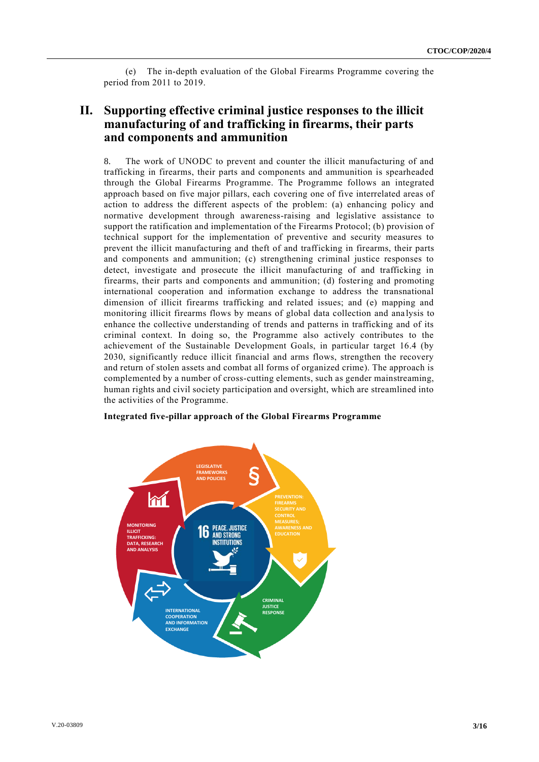(e) The in-depth evaluation of the Global Firearms Programme covering the period from 2011 to 2019.

## II. Supporting effective criminal justice responses to the illicit manufacturing of and trafficking in firearms, their parts and components and ammunition

8. The work of UNODC to prevent and counter the illicit manufacturing of and trafficking in firearms, their parts and components and ammunition is spearheaded through the Global Firearms Programme. The Programme follows an integrated approach based on five major pillars, each covering one of five interrelated areas of action to address the different aspects of the problem: (a) enhancing policy and normative development through awareness-raising and legislative assistance to support the ratification and implementation of the Firearms Protocol; (b) provision of technical support for the implementation of preventive and security measures to prevent the illicit manufacturing and theft of and trafficking in firearms, their parts and components and ammunition; (c) strengthening criminal justice responses to detect, investigate and prosecute the illicit manufacturing of and trafficking in firearms, their parts and components and ammunition; (d) fostering and promoting international cooperation and information exchange to address the transnational dimension of illicit firearms trafficking and related issues; and (e) mapping and monitoring illicit firearms flows by means of global data collection and analysis to enhance the collective understanding of trends and patterns in trafficking and of its criminal context. In doing so, the Programme also actively contributes to the achievement of the Sustainable Development Goals, in particular target 16.4 (by 2030, significantly reduce illicit financial and arms flows, strengthen the recovery and return of stolen assets and combat all forms of organized crime). The approach is complemented by a number of cross-cutting elements, such as gender mainstreaming, human rights and civil society participation and oversight, which are streamlined into the activities of the Programme.

**Integrated five-pillar approach of the Global Firearms Programme**

LEGISLATIVE FRAMEWORKS AND POLICIES

PREVENTION: FIREARMS SECURITY AND CONTROL MEASURES; AWARENESS AND EDUCATION

CRIMINAL JUSTICE RESPONSE

INTERNATIONAL COOPERATION AND INFORMATION EXCHANGE

MONITORING ILLICIT TRAFFICKING: DATA, RESEARCH AND ANALYSIS

16 PEACE, JUSTICE AND STRONG INSTITUTIONS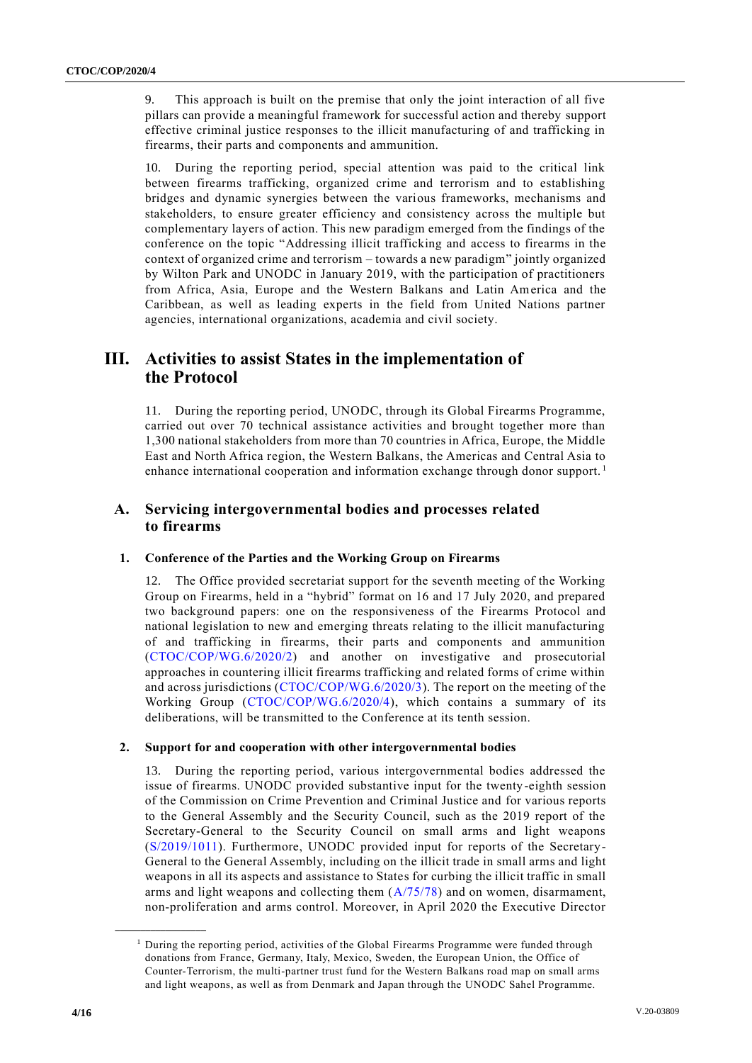9. This approach is built on the premise that only the joint interaction of all five pillars can provide a meaningful framework for successful action and thereby support effective criminal justice responses to the illicit manufacturing of and trafficking in firearms, their parts and components and ammunition.

10. During the reporting period, special attention was paid to the critical link between firearms trafficking, organized crime and terrorism and to establishing bridges and dynamic synergies between the various frameworks, mechanisms and stakeholders, to ensure greater efficiency and consistency across the multiple but complementary layers of action. This new paradigm emerged from the findings of the conference on the topic "Addressing illicit trafficking and access to firearms in the context of organized crime and terrorism – towards a new paradigm" jointly organized by Wilton Park and UNODC in January 2019, with the participation of practitioners from Africa, Asia, Europe and the Western Balkans and Latin America and the Caribbean, as well as leading experts in the field from United Nations partner agencies, international organizations, academia and civil society.

# III. Activities to assist States in the implementation of the Protocol

11. During the reporting period, UNODC, through its Global Firearms Programme, carried out over 70 technical assistance activities and brought together more than 1,300 national stakeholders from more than 70 countries in Africa, Europe, the Middle East and North Africa region, the Western Balkans, the Americas and Central Asia to enhance international cooperation and information exchange through donor support.[1]

## A. Servicing intergovernmental bodies and processes related to firearms

### 1. Conference of the Parties and the Working Group on Firearms

12. The Office provided secretariat support for the seventh meeting of the Working Group on Firearms, held in a "hybrid" format on 16 and 17 July 2020, and prepared two background papers: one on the responsiveness of the Firearms Protocol and national legislation to new and emerging threats relating to the illicit manufacturing of and trafficking in firearms, their parts and components and ammunition (CTOC/COP/WG.6/2020/2) and another on investigative and prosecutorial approaches in countering illicit firearms trafficking and related forms of crime within and across jurisdictions (CTOC/COP/WG.6/2020/3). The report on the meeting of the Working Group (CTOC/COP/WG.6/2020/4), which contains a summary of its deliberations, will be transmitted to the Conference at its tenth session.

### 2. Support for and cooperation with other intergovernmental bodies

13. During the reporting period, various intergovernmental bodies addressed the issue of firearms. UNODC provided substantive input for the twenty-eighth session of the Commission on Crime Prevention and Criminal Justice and for various reports to the General Assembly and the Security Council, such as the 2019 report of the Secretary-General to the Security Council on small arms and light weapons (S/2019/1011). Furthermore, UNODC provided input for reports of the Secretary-General to the General Assembly, including on the illicit trade in small arms and light weapons in all its aspects and assistance to States for curbing the illicit traffic in small arms and light weapons and collecting them (A/75/78) and on women, disarmament, non-proliferation and arms control. Moreover, in April 2020 the Executive Director

---

[1] During the reporting period, activities of the Global Firearms Programme were funded through donations from France, Germany, Italy, Mexico, Sweden, the European Union, the Office of Counter-Terrorism, the multi-partner trust fund for the Western Balkans road map on small arms and light weapons, as well as from Denmark and Japan through the UNODC Sahel Programme.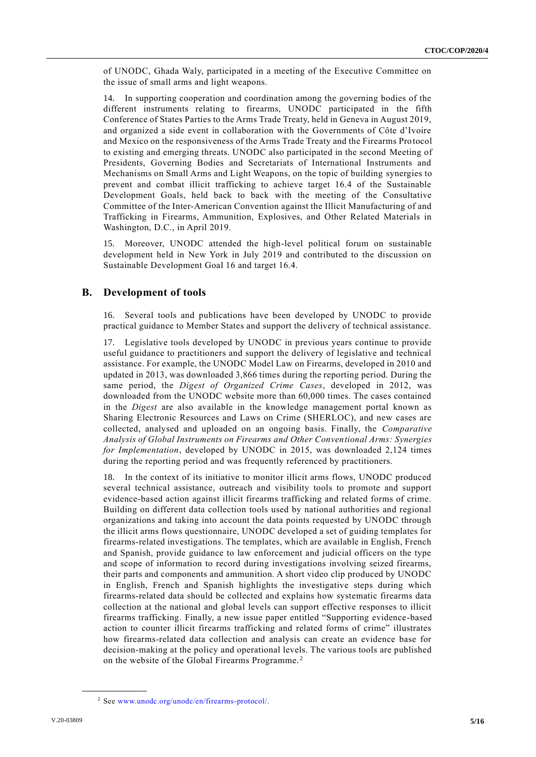of UNODC, Ghada Waly, participated in a meeting of the Executive Committee on the issue of small arms and light weapons.

14. In supporting cooperation and coordination among the governing bodies of the different instruments relating to firearms, UNODC participated in the fifth Conference of States Parties to the Arms Trade Treaty, held in Geneva in August 2019, and organized a side event in collaboration with the Governments of Côte d'Ivoire and Mexico on the responsiveness of the Arms Trade Treaty and the Firearms Protocol to existing and emerging threats. UNODC also participated in the second Meeting of Presidents, Governing Bodies and Secretariats of International Instruments and Mechanisms on Small Arms and Light Weapons, on the topic of building synergies to prevent and combat illicit trafficking to achieve target 16.4 of the Sustainable Development Goals, held back to back with the meeting of the Consultative Committee of the Inter-American Convention against the Illicit Manufacturing of and Trafficking in Firearms, Ammunition, Explosives, and Other Related Materials in Washington, D.C., in April 2019.

15. Moreover, UNODC attended the high-level political forum on sustainable development held in New York in July 2019 and contributed to the discussion on Sustainable Development Goal 16 and target 16.4.

## B. Development of tools

16. Several tools and publications have been developed by UNODC to provide practical guidance to Member States and support the delivery of technical assistance.

17. Legislative tools developed by UNODC in previous years continue to provide useful guidance to practitioners and support the delivery of legislative and technical assistance. For example, the UNODC Model Law on Firearms, developed in 2010 and updated in 2013, was downloaded 3,866 times during the reporting period. During the same period, the *Digest of Organized Crime Cases*, developed in 2012, was downloaded from the UNODC website more than 60,000 times. The cases contained in the *Digest* are also available in the knowledge management portal known as Sharing Electronic Resources and Laws on Crime (SHERLOC), and new cases are collected, analysed and uploaded on an ongoing basis. Finally, the *Comparative Analysis of Global Instruments on Firearms and Other Conventional Arms: Synergies for Implementation*, developed by UNODC in 2015, was downloaded 2,124 times during the reporting period and was frequently referenced by practitioners.

18. In the context of its initiative to monitor illicit arms flows, UNODC produced several technical assistance, outreach and visibility tools to promote and support evidence-based action against illicit firearms trafficking and related forms of crime. Building on different data collection tools used by national authorities and regional organizations and taking into account the data points requested by UNODC through the illicit arms flows questionnaire, UNODC developed a set of guiding templates for firearms-related investigations. The templates, which are available in English, French and Spanish, provide guidance to law enforcement and judicial officers on the type and scope of information to record during investigations involving seized firearms, their parts and components and ammunition. A short video clip produced by UNODC in English, French and Spanish highlights the investigative steps during which firearms-related data should be collected and explains how systematic firearms data collection at the national and global levels can support effective responses to illicit firearms trafficking. Finally, a new issue paper entitled "Supporting evidence-based action to counter illicit firearms trafficking and related forms of crime" illustrates how firearms-related data collection and analysis can create an evidence base for decision-making at the policy and operational levels. The various tools are published on the website of the Global Firearms Programme.[2]

[2] See www.unodc.org/unodc/en/firearms-protocol/.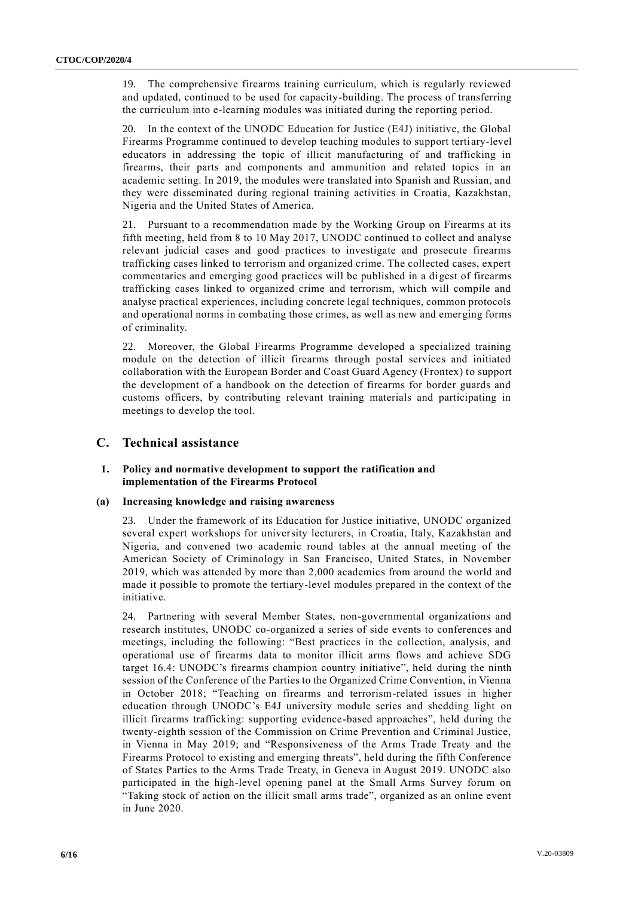19. The comprehensive firearms training curriculum, which is regularly reviewed and updated, continued to be used for capacity-building. The process of transferring the curriculum into e-learning modules was initiated during the reporting period.

20. In the context of the UNODC Education for Justice (E4J) initiative, the Global Firearms Programme continued to develop teaching modules to support tertiary-level educators in addressing the topic of illicit manufacturing of and trafficking in firearms, their parts and components and ammunition and related topics in an academic setting. In 2019, the modules were translated into Spanish and Russian, and they were disseminated during regional training activities in Croatia, Kazakhstan, Nigeria and the United States of America.

21. Pursuant to a recommendation made by the Working Group on Firearms at its fifth meeting, held from 8 to 10 May 2017, UNODC continued to collect and analyse relevant judicial cases and good practices to investigate and prosecute firearms trafficking cases linked to terrorism and organized crime. The collected cases, expert commentaries and emerging good practices will be published in a digest of firearms trafficking cases linked to organized crime and terrorism, which will compile and analyse practical experiences, including concrete legal techniques, common protocols and operational norms in combating those crimes, as well as new and emerging forms of criminality.

22. Moreover, the Global Firearms Programme developed a specialized training module on the detection of illicit firearms through postal services and initiated collaboration with the European Border and Coast Guard Agency (Frontex) to support the development of a handbook on the detection of firearms for border guards and customs officers, by contributing relevant training materials and participating in meetings to develop the tool.

## C. Technical assistance

### 1. Policy and normative development to support the ratification and implementation of the Firearms Protocol

#### (a) Increasing knowledge and raising awareness

23. Under the framework of its Education for Justice initiative, UNODC organized several expert workshops for university lecturers, in Croatia, Italy, Kazakhstan and Nigeria, and convened two academic round tables at the annual meeting of the American Society of Criminology in San Francisco, United States, in November 2019, which was attended by more than 2,000 academics from around the world and made it possible to promote the tertiary-level modules prepared in the context of the initiative.

24. Partnering with several Member States, non-governmental organizations and research institutes, UNODC co-organized a series of side events to conferences and meetings, including the following: "Best practices in the collection, analysis, and operational use of firearms data to monitor illicit arms flows and achieve SDG target 16.4: UNODC's firearms champion country initiative", held during the ninth session of the Conference of the Parties to the Organized Crime Convention, in Vienna in October 2018; "Teaching on firearms and terrorism-related issues in higher education through UNODC's E4J university module series and shedding light on illicit firearms trafficking: supporting evidence-based approaches", held during the twenty-eighth session of the Commission on Crime Prevention and Criminal Justice, in Vienna in May 2019; and "Responsiveness of the Arms Trade Treaty and the Firearms Protocol to existing and emerging threats", held during the fifth Conference of States Parties to the Arms Trade Treaty, in Geneva in August 2019. UNODC also participated in the high-level opening panel at the Small Arms Survey forum on "Taking stock of action on the illicit small arms trade", organized as an online event in June 2020.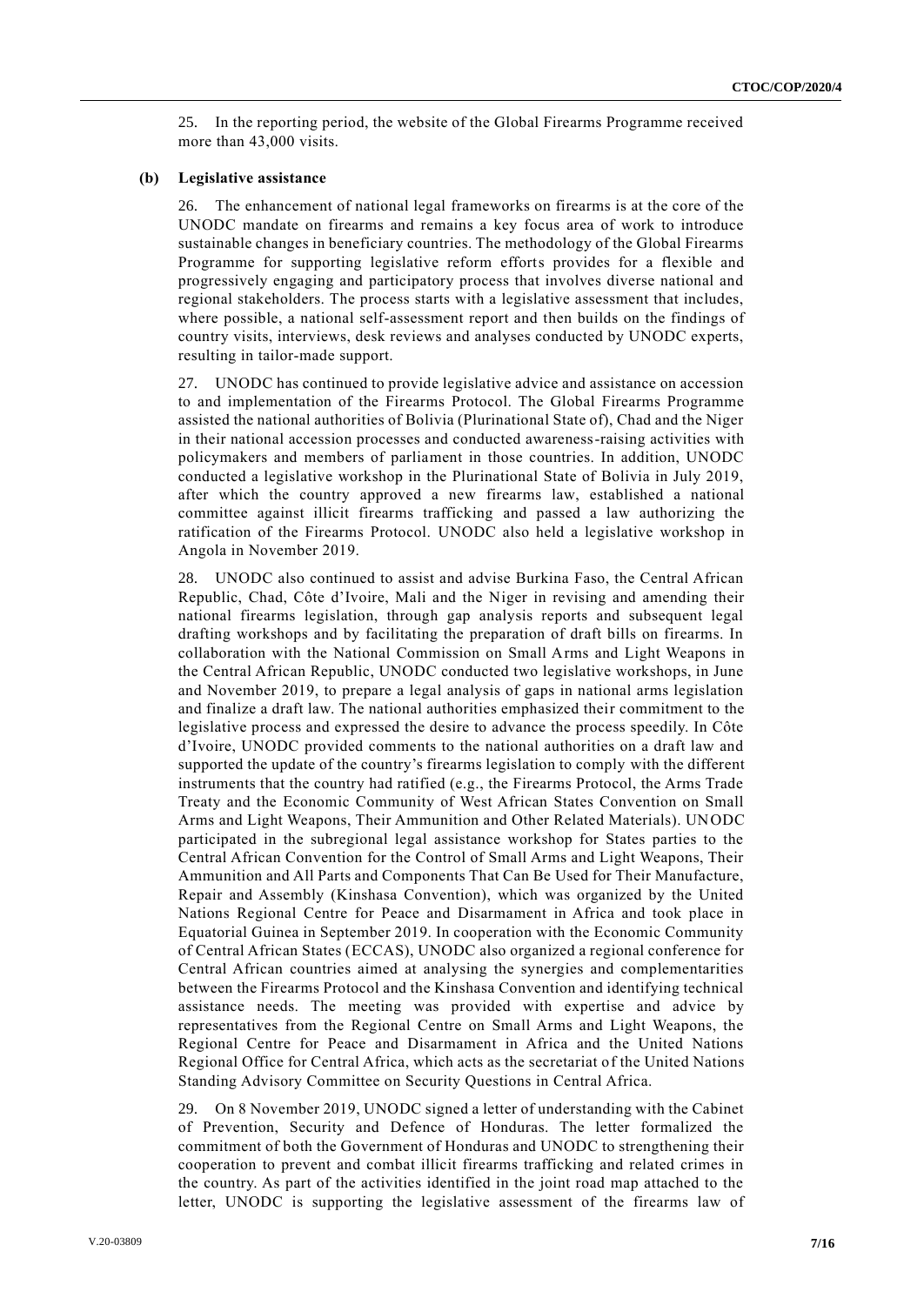25. In the reporting period, the website of the Global Firearms Programme received more than 43,000 visits.

### (b) Legislative assistance

26. The enhancement of national legal frameworks on firearms is at the core of the UNODC mandate on firearms and remains a key focus area of work to introduce sustainable changes in beneficiary countries. The methodology of the Global Firearms Programme for supporting legislative reform efforts provides for a flexible and progressively engaging and participatory process that involves diverse national and regional stakeholders. The process starts with a legislative assessment that includes, where possible, a national self-assessment report and then builds on the findings of country visits, interviews, desk reviews and analyses conducted by UNODC experts, resulting in tailor-made support.

27. UNODC has continued to provide legislative advice and assistance on accession to and implementation of the Firearms Protocol. The Global Firearms Programme assisted the national authorities of Bolivia (Plurinational State of), Chad and the Niger in their national accession processes and conducted awareness-raising activities with policymakers and members of parliament in those countries. In addition, UNODC conducted a legislative workshop in the Plurinational State of Bolivia in July 2019, after which the country approved a new firearms law, established a national committee against illicit firearms trafficking and passed a law authorizing the ratification of the Firearms Protocol. UNODC also held a legislative workshop in Angola in November 2019.

28. UNODC also continued to assist and advise Burkina Faso, the Central African Republic, Chad, Côte d'Ivoire, Mali and the Niger in revising and amending their national firearms legislation, through gap analysis reports and subsequent legal drafting workshops and by facilitating the preparation of draft bills on firearms. In collaboration with the National Commission on Small Arms and Light Weapons in the Central African Republic, UNODC conducted two legislative workshops, in June and November 2019, to prepare a legal analysis of gaps in national arms legislation and finalize a draft law. The national authorities emphasized their commitment to the legislative process and expressed the desire to advance the process speedily. In Côte d'Ivoire, UNODC provided comments to the national authorities on a draft law and supported the update of the country's firearms legislation to comply with the different instruments that the country had ratified (e.g., the Firearms Protocol, the Arms Trade Treaty and the Economic Community of West African States Convention on Small Arms and Light Weapons, Their Ammunition and Other Related Materials). UNODC participated in the subregional legal assistance workshop for States parties to the Central African Convention for the Control of Small Arms and Light Weapons, Their Ammunition and All Parts and Components That Can Be Used for Their Manufacture, Repair and Assembly (Kinshasa Convention), which was organized by the United Nations Regional Centre for Peace and Disarmament in Africa and took place in Equatorial Guinea in September 2019. In cooperation with the Economic Community of Central African States (ECCAS), UNODC also organized a regional conference for Central African countries aimed at analysing the synergies and complementarities between the Firearms Protocol and the Kinshasa Convention and identifying technical assistance needs. The meeting was provided with expertise and advice by representatives from the Regional Centre on Small Arms and Light Weapons, the Regional Centre for Peace and Disarmament in Africa and the United Nations Regional Office for Central Africa, which acts as the secretariat of the United Nations Standing Advisory Committee on Security Questions in Central Africa.

29. On 8 November 2019, UNODC signed a letter of understanding with the Cabinet of Prevention, Security and Defence of Honduras. The letter formalized the commitment of both the Government of Honduras and UNODC to strengthening their cooperation to prevent and combat illicit firearms trafficking and related crimes in the country. As part of the activities identified in the joint road map attached to the letter, UNODC is supporting the legislative assessment of the firearms law of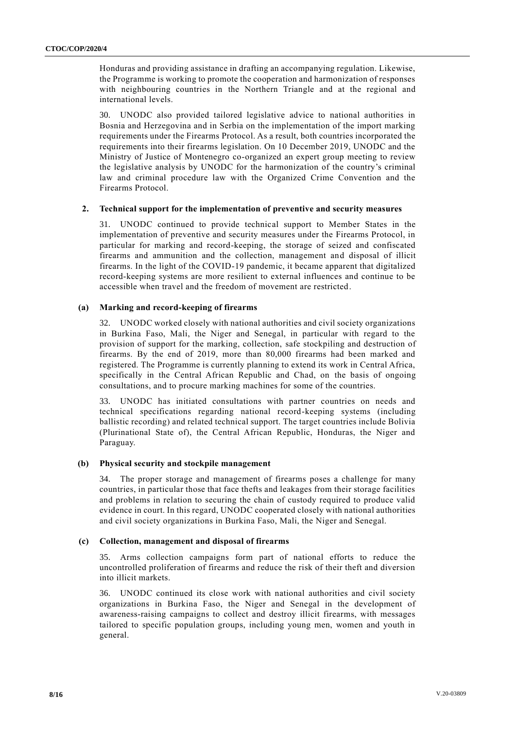Honduras and providing assistance in drafting an accompanying regulation. Likewise, the Programme is working to promote the cooperation and harmonization of responses with neighbouring countries in the Northern Triangle and at the regional and international levels.

30. UNODC also provided tailored legislative advice to national authorities in Bosnia and Herzegovina and in Serbia on the implementation of the import marking requirements under the Firearms Protocol. As a result, both countries incorporated the requirements into their firearms legislation. On 10 December 2019, UNODC and the Ministry of Justice of Montenegro co-organized an expert group meeting to review the legislative analysis by UNODC for the harmonization of the country's criminal law and criminal procedure law with the Organized Crime Convention and the Firearms Protocol.

### 2. Technical support for the implementation of preventive and security measures

31. UNODC continued to provide technical support to Member States in the implementation of preventive and security measures under the Firearms Protocol, in particular for marking and record-keeping, the storage of seized and confiscated firearms and ammunition and the collection, management and disposal of illicit firearms. In the light of the COVID-19 pandemic, it became apparent that digitalized record-keeping systems are more resilient to external influences and continue to be accessible when travel and the freedom of movement are restricted.

#### (a) Marking and record-keeping of firearms

32. UNODC worked closely with national authorities and civil society organizations in Burkina Faso, Mali, the Niger and Senegal, in particular with regard to the provision of support for the marking, collection, safe stockpiling and destruction of firearms. By the end of 2019, more than 80,000 firearms had been marked and registered. The Programme is currently planning to extend its work in Central Africa, specifically in the Central African Republic and Chad, on the basis of ongoing consultations, and to procure marking machines for some of the countries.

33. UNODC has initiated consultations with partner countries on needs and technical specifications regarding national record-keeping systems (including ballistic recording) and related technical support. The target countries include Bolivia (Plurinational State of), the Central African Republic, Honduras, the Niger and Paraguay.

#### (b) Physical security and stockpile management

34. The proper storage and management of firearms poses a challenge for many countries, in particular those that face thefts and leakages from their storage facilities and problems in relation to securing the chain of custody required to produce valid evidence in court. In this regard, UNODC cooperated closely with national authorities and civil society organizations in Burkina Faso, Mali, the Niger and Senegal.

#### (c) Collection, management and disposal of firearms

35. Arms collection campaigns form part of national efforts to reduce the uncontrolled proliferation of firearms and reduce the risk of their theft and diversion into illicit markets.

36. UNODC continued its close work with national authorities and civil society organizations in Burkina Faso, the Niger and Senegal in the development of awareness-raising campaigns to collect and destroy illicit firearms, with messages tailored to specific population groups, including young men, women and youth in general.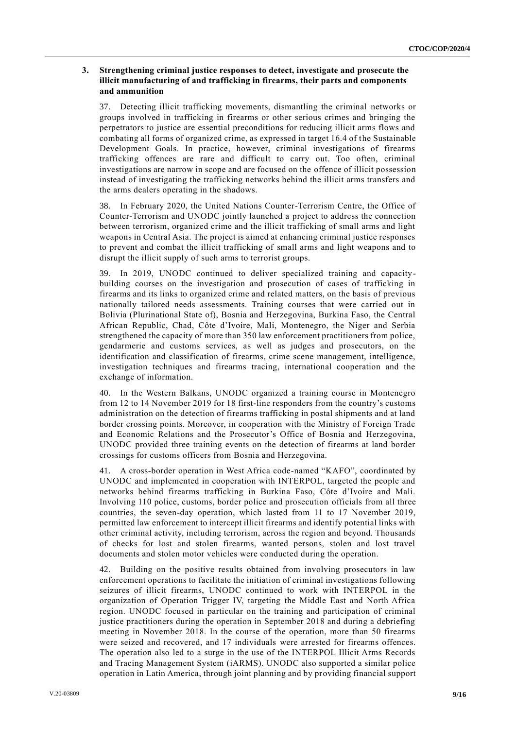### 3. Strengthening criminal justice responses to detect, investigate and prosecute the illicit manufacturing of and trafficking in firearms, their parts and components and ammunition

37. Detecting illicit trafficking movements, dismantling the criminal networks or groups involved in trafficking in firearms or other serious crimes and bringing the perpetrators to justice are essential preconditions for reducing illicit arms flows and combating all forms of organized crime, as expressed in target 16.4 of the Sustainable Development Goals. In practice, however, criminal investigations of firearms trafficking offences are rare and difficult to carry out. Too often, criminal investigations are narrow in scope and are focused on the offence of illicit possession instead of investigating the trafficking networks behind the illicit arms transfers and the arms dealers operating in the shadows.

38. In February 2020, the United Nations Counter-Terrorism Centre, the Office of Counter-Terrorism and UNODC jointly launched a project to address the connection between terrorism, organized crime and the illicit trafficking of small arms and light weapons in Central Asia. The project is aimed at enhancing criminal justice responses to prevent and combat the illicit trafficking of small arms and light weapons and to disrupt the illicit supply of such arms to terrorist groups.

39. In 2019, UNODC continued to deliver specialized training and capacity-building courses on the investigation and prosecution of cases of trafficking in firearms and its links to organized crime and related matters, on the basis of previous nationally tailored needs assessments. Training courses that were carried out in Bolivia (Plurinational State of), Bosnia and Herzegovina, Burkina Faso, the Central African Republic, Chad, Côte d'Ivoire, Mali, Montenegro, the Niger and Serbia strengthened the capacity of more than 350 law enforcement practitioners from police, gendarmerie and customs services, as well as judges and prosecutors, on the identification and classification of firearms, crime scene management, intelligence, investigation techniques and firearms tracing, international cooperation and the exchange of information.

40. In the Western Balkans, UNODC organized a training course in Montenegro from 12 to 14 November 2019 for 18 first-line responders from the country's customs administration on the detection of firearms trafficking in postal shipments and at land border crossing points. Moreover, in cooperation with the Ministry of Foreign Trade and Economic Relations and the Prosecutor's Office of Bosnia and Herzegovina, UNODC provided three training events on the detection of firearms at land border crossings for customs officers from Bosnia and Herzegovina.

41. A cross-border operation in West Africa code-named "KAFO", coordinated by UNODC and implemented in cooperation with INTERPOL, targeted the people and networks behind firearms trafficking in Burkina Faso, Côte d'Ivoire and Mali. Involving 110 police, customs, border police and prosecution officials from all three countries, the seven-day operation, which lasted from 11 to 17 November 2019, permitted law enforcement to intercept illicit firearms and identify potential links with other criminal activity, including terrorism, across the region and beyond. Thousands of checks for lost and stolen firearms, wanted persons, stolen and lost travel documents and stolen motor vehicles were conducted during the operation.

42. Building on the positive results obtained from involving prosecutors in law enforcement operations to facilitate the initiation of criminal investigations following seizures of illicit firearms, UNODC continued to work with INTERPOL in the organization of Operation Trigger IV, targeting the Middle East and North Africa region. UNODC focused in particular on the training and participation of criminal justice practitioners during the operation in September 2018 and during a debriefing meeting in November 2018. In the course of the operation, more than 50 firearms were seized and recovered, and 17 individuals were arrested for firearms offences. The operation also led to a surge in the use of the INTERPOL Illicit Arms Records and Tracing Management System (iARMS). UNODC also supported a similar police operation in Latin America, through joint planning and by providing financial support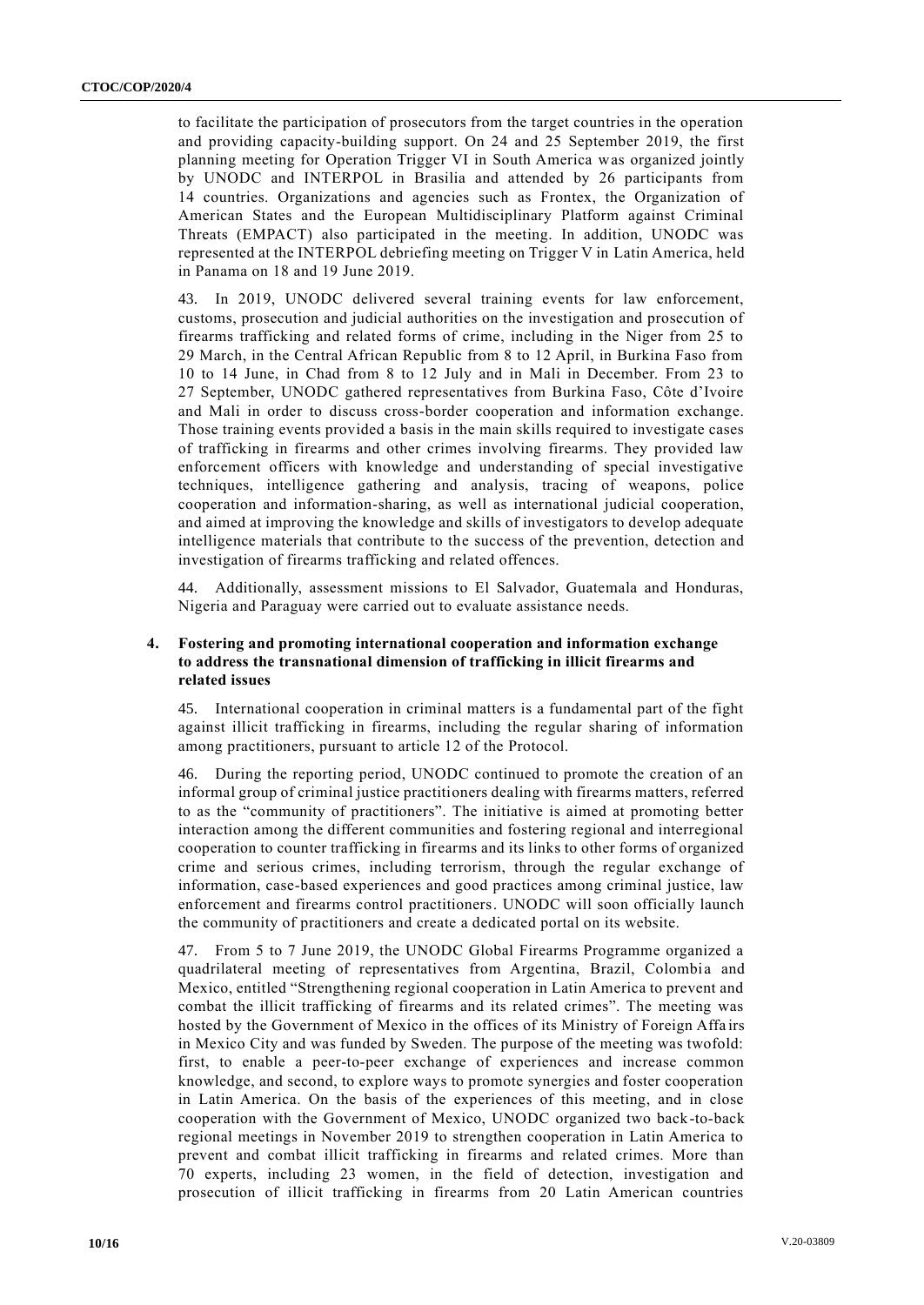to facilitate the participation of prosecutors from the target countries in the operation and providing capacity-building support. On 24 and 25 September 2019, the first planning meeting for Operation Trigger VI in South America was organized jointly by UNODC and INTERPOL in Brasilia and attended by 26 participants from 14 countries. Organizations and agencies such as Frontex, the Organization of American States and the European Multidisciplinary Platform against Criminal Threats (EMPACT) also participated in the meeting. In addition, UNODC was represented at the INTERPOL debriefing meeting on Trigger V in Latin America, held in Panama on 18 and 19 June 2019.

43. In 2019, UNODC delivered several training events for law enforcement, customs, prosecution and judicial authorities on the investigation and prosecution of firearms trafficking and related forms of crime, including in the Niger from 25 to 29 March, in the Central African Republic from 8 to 12 April, in Burkina Faso from 10 to 14 June, in Chad from 8 to 12 July and in Mali in December. From 23 to 27 September, UNODC gathered representatives from Burkina Faso, Côte d'Ivoire and Mali in order to discuss cross-border cooperation and information exchange. Those training events provided a basis in the main skills required to investigate cases of trafficking in firearms and other crimes involving firearms. They provided law enforcement officers with knowledge and understanding of special investigative techniques, intelligence gathering and analysis, tracing of weapons, police cooperation and information-sharing, as well as international judicial cooperation, and aimed at improving the knowledge and skills of investigators to develop adequate intelligence materials that contribute to the success of the prevention, detection and investigation of firearms trafficking and related offences.

44. Additionally, assessment missions to El Salvador, Guatemala and Honduras, Nigeria and Paraguay were carried out to evaluate assistance needs.

### 4. Fostering and promoting international cooperation and information exchange to address the transnational dimension of trafficking in illicit firearms and related issues

45. International cooperation in criminal matters is a fundamental part of the fight against illicit trafficking in firearms, including the regular sharing of information among practitioners, pursuant to article 12 of the Protocol.

46. During the reporting period, UNODC continued to promote the creation of an informal group of criminal justice practitioners dealing with firearms matters, referred to as the "community of practitioners". The initiative is aimed at promoting better interaction among the different communities and fostering regional and interregional cooperation to counter trafficking in firearms and its links to other forms of organized crime and serious crimes, including terrorism, through the regular exchange of information, case-based experiences and good practices among criminal justice, law enforcement and firearms control practitioners. UNODC will soon officially launch the community of practitioners and create a dedicated portal on its website.

47. From 5 to 7 June 2019, the UNODC Global Firearms Programme organized a quadrilateral meeting of representatives from Argentina, Brazil, Colombia and Mexico, entitled "Strengthening regional cooperation in Latin America to prevent and combat the illicit trafficking of firearms and its related crimes". The meeting was hosted by the Government of Mexico in the offices of its Ministry of Foreign Affairs in Mexico City and was funded by Sweden. The purpose of the meeting was twofold: first, to enable a peer-to-peer exchange of experiences and increase common knowledge, and second, to explore ways to promote synergies and foster cooperation in Latin America. On the basis of the experiences of this meeting, and in close cooperation with the Government of Mexico, UNODC organized two back-to-back regional meetings in November 2019 to strengthen cooperation in Latin America to prevent and combat illicit trafficking in firearms and related crimes. More than 70 experts, including 23 women, in the field of detection, investigation and prosecution of illicit trafficking in firearms from 20 Latin American countries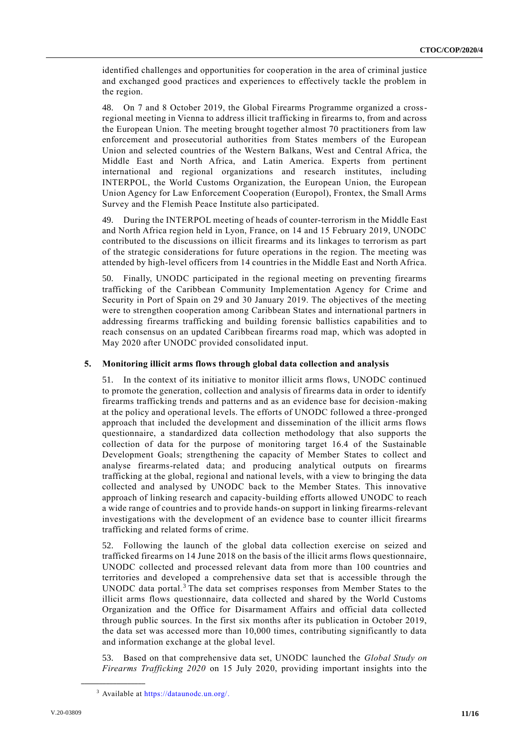identified challenges and opportunities for cooperation in the area of criminal justice and exchanged good practices and experiences to effectively tackle the problem in the region.

48. On 7 and 8 October 2019, the Global Firearms Programme organized a cross-regional meeting in Vienna to address illicit trafficking in firearms to, from and across the European Union. The meeting brought together almost 70 practitioners from law enforcement and prosecutorial authorities from States members of the European Union and selected countries of the Western Balkans, West and Central Africa, the Middle East and North Africa, and Latin America. Experts from pertinent international and regional organizations and research institutes, including INTERPOL, the World Customs Organization, the European Union, the European Union Agency for Law Enforcement Cooperation (Europol), Frontex, the Small Arms Survey and the Flemish Peace Institute also participated.

49. During the INTERPOL meeting of heads of counter-terrorism in the Middle East and North Africa region held in Lyon, France, on 14 and 15 February 2019, UNODC contributed to the discussions on illicit firearms and its linkages to terrorism as part of the strategic considerations for future operations in the region. The meeting was attended by high-level officers from 14 countries in the Middle East and North Africa.

50. Finally, UNODC participated in the regional meeting on preventing firearms trafficking of the Caribbean Community Implementation Agency for Crime and Security in Port of Spain on 29 and 30 January 2019. The objectives of the meeting were to strengthen cooperation among Caribbean States and international partners in addressing firearms trafficking and building forensic ballistics capabilities and to reach consensus on an updated Caribbean firearms road map, which was adopted in May 2020 after UNODC provided consolidated input.

### 5. Monitoring illicit arms flows through global data collection and analysis

51. In the context of its initiative to monitor illicit arms flows, UNODC continued to promote the generation, collection and analysis of firearms data in order to identify firearms trafficking trends and patterns and as an evidence base for decision-making at the policy and operational levels. The efforts of UNODC followed a three-pronged approach that included the development and dissemination of the illicit arms flows questionnaire, a standardized data collection methodology that also supports the collection of data for the purpose of monitoring target 16.4 of the Sustainable Development Goals; strengthening the capacity of Member States to collect and analyse firearms-related data; and producing analytical outputs on firearms trafficking at the global, regional and national levels, with a view to bringing the data collected and analysed by UNODC back to the Member States. This innovative approach of linking research and capacity-building efforts allowed UNODC to reach a wide range of countries and to provide hands-on support in linking firearms-relevant investigations with the development of an evidence base to counter illicit firearms trafficking and related forms of crime.

52. Following the launch of the global data collection exercise on seized and trafficked firearms on 14 June 2018 on the basis of the illicit arms flows questionnaire, UNODC collected and processed relevant data from more than 100 countries and territories and developed a comprehensive data set that is accessible through the UNODC data portal.[3] The data set comprises responses from Member States to the illicit arms flows questionnaire, data collected and shared by the World Customs Organization and the Office for Disarmament Affairs and official data collected through public sources. In the first six months after its publication in October 2019, the data set was accessed more than 10,000 times, contributing significantly to data and information exchange at the global level.

53. Based on that comprehensive data set, UNODC launched the *Global Study on Firearms Trafficking 2020* on 15 July 2020, providing important insights into the

[3] Available at https://dataunodc.un.org/.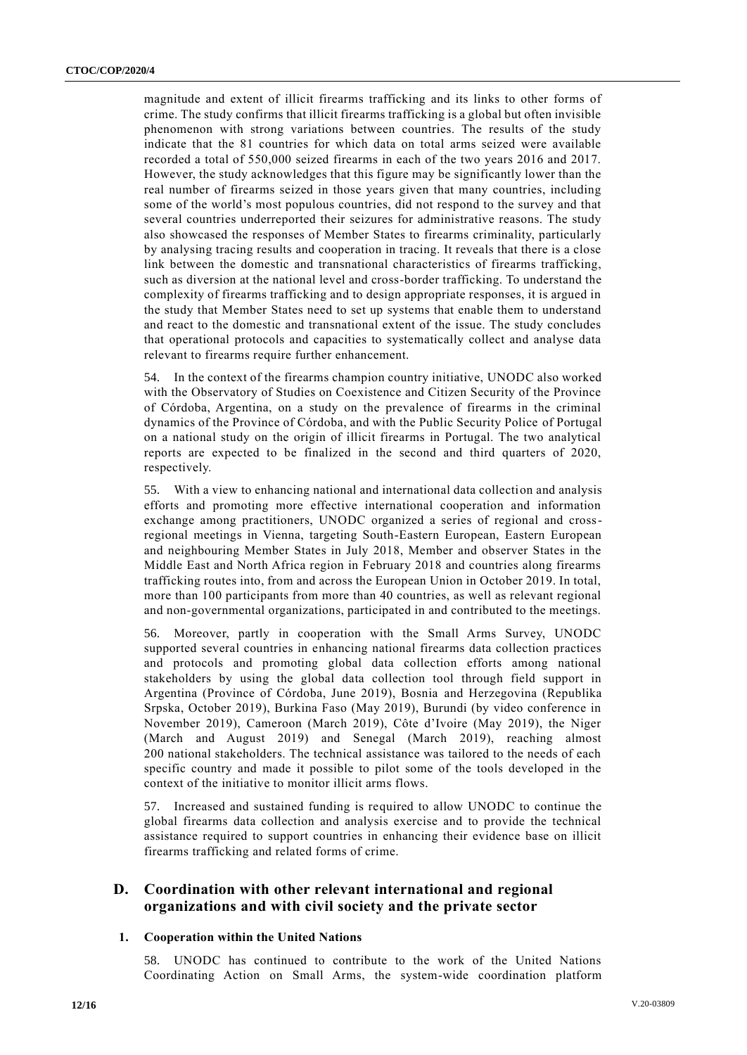magnitude and extent of illicit firearms trafficking and its links to other forms of crime. The study confirms that illicit firearms trafficking is a global but often invisible phenomenon with strong variations between countries. The results of the study indicate that the 81 countries for which data on total arms seized were available recorded a total of 550,000 seized firearms in each of the two years 2016 and 2017. However, the study acknowledges that this figure may be significantly lower than the real number of firearms seized in those years given that many countries, including some of the world's most populous countries, did not respond to the survey and that several countries underreported their seizures for administrative reasons. The study also showcased the responses of Member States to firearms criminality, particularly by analysing tracing results and cooperation in tracing. It reveals that there is a close link between the domestic and transnational characteristics of firearms trafficking, such as diversion at the national level and cross-border trafficking. To understand the complexity of firearms trafficking and to design appropriate responses, it is argued in the study that Member States need to set up systems that enable them to understand and react to the domestic and transnational extent of the issue. The study concludes that operational protocols and capacities to systematically collect and analyse data relevant to firearms require further enhancement.

54. In the context of the firearms champion country initiative, UNODC also worked with the Observatory of Studies on Coexistence and Citizen Security of the Province of Córdoba, Argentina, on a study on the prevalence of firearms in the criminal dynamics of the Province of Córdoba, and with the Public Security Police of Portugal on a national study on the origin of illicit firearms in Portugal. The two analytical reports are expected to be finalized in the second and third quarters of 2020, respectively.

55. With a view to enhancing national and international data collection and analysis efforts and promoting more effective international cooperation and information exchange among practitioners, UNODC organized a series of regional and cross-regional meetings in Vienna, targeting South-Eastern European, Eastern European and neighbouring Member States in July 2018, Member and observer States in the Middle East and North Africa region in February 2018 and countries along firearms trafficking routes into, from and across the European Union in October 2019. In total, more than 100 participants from more than 40 countries, as well as relevant regional and non-governmental organizations, participated in and contributed to the meetings.

56. Moreover, partly in cooperation with the Small Arms Survey, UNODC supported several countries in enhancing national firearms data collection practices and protocols and promoting global data collection efforts among national stakeholders by using the global data collection tool through field support in Argentina (Province of Córdoba, June 2019), Bosnia and Herzegovina (Republika Srpska, October 2019), Burkina Faso (May 2019), Burundi (by video conference in November 2019), Cameroon (March 2019), Côte d'Ivoire (May 2019), the Niger (March and August 2019) and Senegal (March 2019), reaching almost 200 national stakeholders. The technical assistance was tailored to the needs of each specific country and made it possible to pilot some of the tools developed in the context of the initiative to monitor illicit arms flows.

57. Increased and sustained funding is required to allow UNODC to continue the global firearms data collection and analysis exercise and to provide the technical assistance required to support countries in enhancing their evidence base on illicit firearms trafficking and related forms of crime.

## D. Coordination with other relevant international and regional organizations and with civil society and the private sector

### 1. Cooperation within the United Nations

58. UNODC has continued to contribute to the work of the United Nations Coordinating Action on Small Arms, the system-wide coordination platform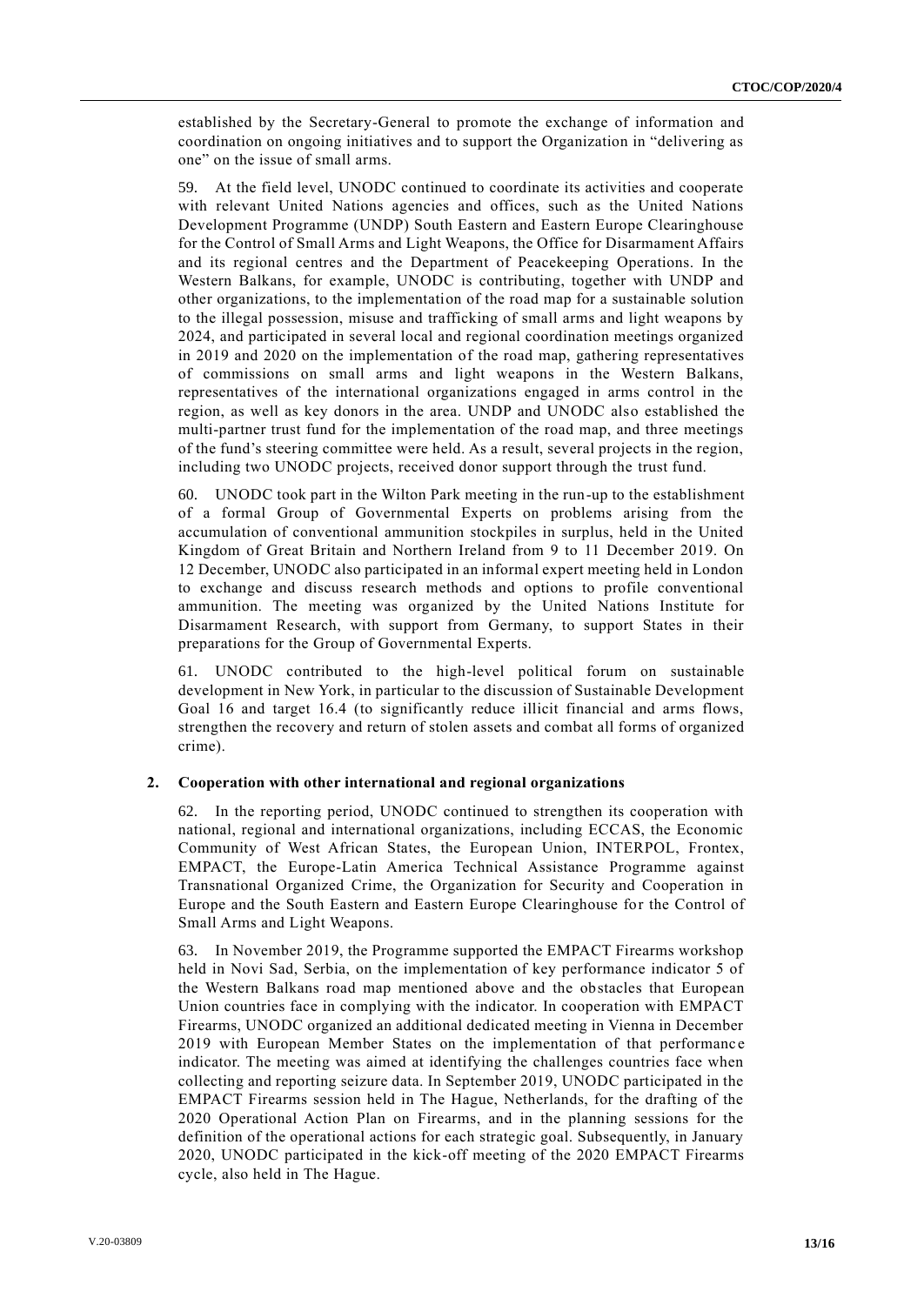established by the Secretary-General to promote the exchange of information and coordination on ongoing initiatives and to support the Organization in "delivering as one" on the issue of small arms.

59. At the field level, UNODC continued to coordinate its activities and cooperate with relevant United Nations agencies and offices, such as the United Nations Development Programme (UNDP) South Eastern and Eastern Europe Clearinghouse for the Control of Small Arms and Light Weapons, the Office for Disarmament Affairs and its regional centres and the Department of Peacekeeping Operations. In the Western Balkans, for example, UNODC is contributing, together with UNDP and other organizations, to the implementation of the road map for a sustainable solution to the illegal possession, misuse and trafficking of small arms and light weapons by 2024, and participated in several local and regional coordination meetings organized in 2019 and 2020 on the implementation of the road map, gathering representatives of commissions on small arms and light weapons in the Western Balkans, representatives of the international organizations engaged in arms control in the region, as well as key donors in the area. UNDP and UNODC also established the multi-partner trust fund for the implementation of the road map, and three meetings of the fund's steering committee were held. As a result, several projects in the region, including two UNODC projects, received donor support through the trust fund.

60. UNODC took part in the Wilton Park meeting in the run-up to the establishment of a formal Group of Governmental Experts on problems arising from the accumulation of conventional ammunition stockpiles in surplus, held in the United Kingdom of Great Britain and Northern Ireland from 9 to 11 December 2019. On 12 December, UNODC also participated in an informal expert meeting held in London to exchange and discuss research methods and options to profile conventional ammunition. The meeting was organized by the United Nations Institute for Disarmament Research, with support from Germany, to support States in their preparations for the Group of Governmental Experts.

61. UNODC contributed to the high-level political forum on sustainable development in New York, in particular to the discussion of Sustainable Development Goal 16 and target 16.4 (to significantly reduce illicit financial and arms flows, strengthen the recovery and return of stolen assets and combat all forms of organized crime).

### 2. Cooperation with other international and regional organizations

62. In the reporting period, UNODC continued to strengthen its cooperation with national, regional and international organizations, including ECCAS, the Economic Community of West African States, the European Union, INTERPOL, Frontex, EMPACT, the Europe-Latin America Technical Assistance Programme against Transnational Organized Crime, the Organization for Security and Cooperation in Europe and the South Eastern and Eastern Europe Clearinghouse for the Control of Small Arms and Light Weapons.

63. In November 2019, the Programme supported the EMPACT Firearms workshop held in Novi Sad, Serbia, on the implementation of key performance indicator 5 of the Western Balkans road map mentioned above and the obstacles that European Union countries face in complying with the indicator. In cooperation with EMPACT Firearms, UNODC organized an additional dedicated meeting in Vienna in December 2019 with European Member States on the implementation of that performance indicator. The meeting was aimed at identifying the challenges countries face when collecting and reporting seizure data. In September 2019, UNODC participated in the EMPACT Firearms session held in The Hague, Netherlands, for the drafting of the 2020 Operational Action Plan on Firearms, and in the planning sessions for the definition of the operational actions for each strategic goal. Subsequently, in January 2020, UNODC participated in the kick-off meeting of the 2020 EMPACT Firearms cycle, also held in The Hague.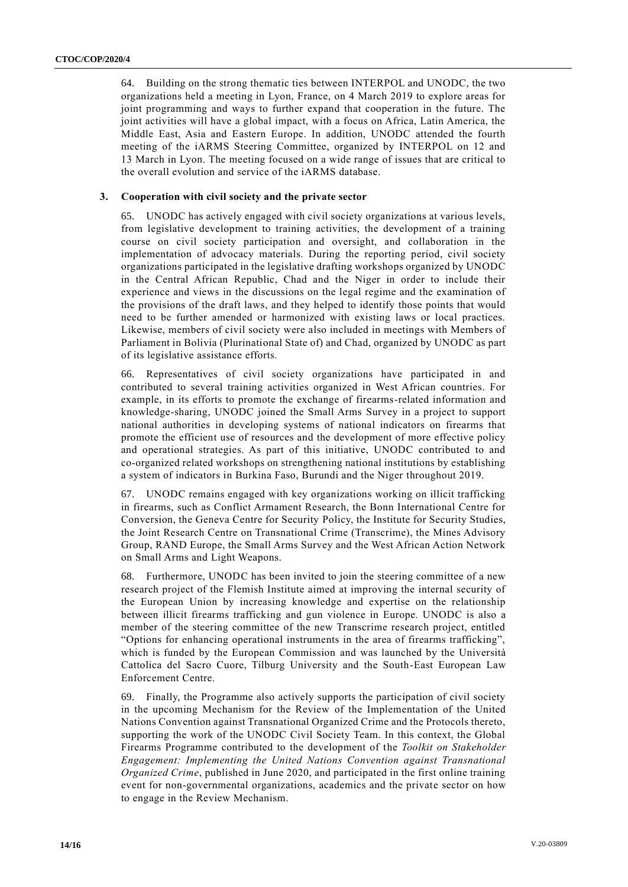64. Building on the strong thematic ties between INTERPOL and UNODC, the two organizations held a meeting in Lyon, France, on 4 March 2019 to explore areas for joint programming and ways to further expand that cooperation in the future. The joint activities will have a global impact, with a focus on Africa, Latin America, the Middle East, Asia and Eastern Europe. In addition, UNODC attended the fourth meeting of the iARMS Steering Committee, organized by INTERPOL on 12 and 13 March in Lyon. The meeting focused on a wide range of issues that are critical to the overall evolution and service of the iARMS database.

### 3. Cooperation with civil society and the private sector

65. UNODC has actively engaged with civil society organizations at various levels, from legislative development to training activities, the development of a training course on civil society participation and oversight, and collaboration in the implementation of advocacy materials. During the reporting period, civil society organizations participated in the legislative drafting workshops organized by UNODC in the Central African Republic, Chad and the Niger in order to include their experience and views in the discussions on the legal regime and the examination of the provisions of the draft laws, and they helped to identify those points that would need to be further amended or harmonized with existing laws or local practices. Likewise, members of civil society were also included in meetings with Members of Parliament in Bolivia (Plurinational State of) and Chad, organized by UNODC as part of its legislative assistance efforts.

66. Representatives of civil society organizations have participated in and contributed to several training activities organized in West African countries. For example, in its efforts to promote the exchange of firearms-related information and knowledge-sharing, UNODC joined the Small Arms Survey in a project to support national authorities in developing systems of national indicators on firearms that promote the efficient use of resources and the development of more effective policy and operational strategies. As part of this initiative, UNODC contributed to and co-organized related workshops on strengthening national institutions by establishing a system of indicators in Burkina Faso, Burundi and the Niger throughout 2019.

67. UNODC remains engaged with key organizations working on illicit trafficking in firearms, such as Conflict Armament Research, the Bonn International Centre for Conversion, the Geneva Centre for Security Policy, the Institute for Security Studies, the Joint Research Centre on Transnational Crime (Transcrime), the Mines Advisory Group, RAND Europe, the Small Arms Survey and the West African Action Network on Small Arms and Light Weapons.

68. Furthermore, UNODC has been invited to join the steering committee of a new research project of the Flemish Institute aimed at improving the internal security of the European Union by increasing knowledge and expertise on the relationship between illicit firearms trafficking and gun violence in Europe. UNODC is also a member of the steering committee of the new Transcrime research project, entitled "Options for enhancing operational instruments in the area of firearms trafficking", which is funded by the European Commission and was launched by the Università Cattolica del Sacro Cuore, Tilburg University and the South-East European Law Enforcement Centre.

69. Finally, the Programme also actively supports the participation of civil society in the upcoming Mechanism for the Review of the Implementation of the United Nations Convention against Transnational Organized Crime and the Protocols thereto, supporting the work of the UNODC Civil Society Team. In this context, the Global Firearms Programme contributed to the development of the *Toolkit on Stakeholder Engagement: Implementing the United Nations Convention against Transnational Organized Crime*, published in June 2020, and participated in the first online training event for non-governmental organizations, academics and the private sector on how to engage in the Review Mechanism.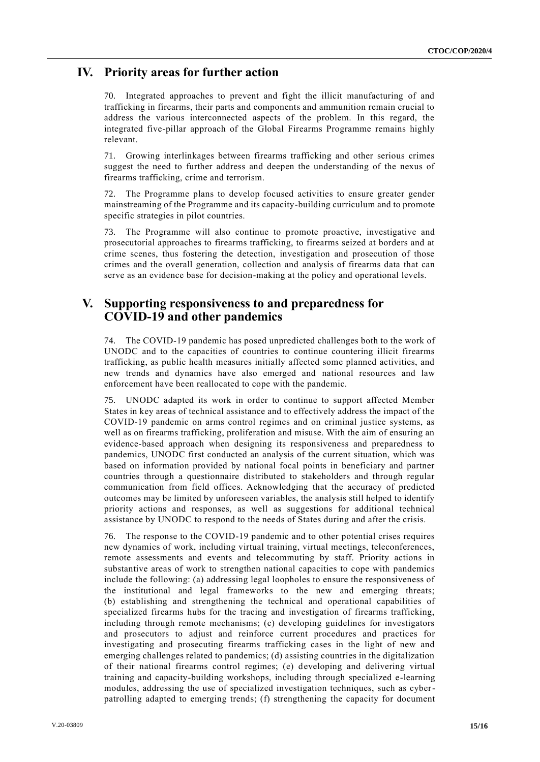## IV. Priority areas for further action

70. Integrated approaches to prevent and fight the illicit manufacturing of and trafficking in firearms, their parts and components and ammunition remain crucial to address the various interconnected aspects of the problem. In this regard, the integrated five-pillar approach of the Global Firearms Programme remains highly relevant.

71. Growing interlinkages between firearms trafficking and other serious crimes suggest the need to further address and deepen the understanding of the nexus of firearms trafficking, crime and terrorism.

72. The Programme plans to develop focused activities to ensure greater gender mainstreaming of the Programme and its capacity-building curriculum and to promote specific strategies in pilot countries.

73. The Programme will also continue to promote proactive, investigative and prosecutorial approaches to firearms trafficking, to firearms seized at borders and at crime scenes, thus fostering the detection, investigation and prosecution of those crimes and the overall generation, collection and analysis of firearms data that can serve as an evidence base for decision-making at the policy and operational levels.

## V. Supporting responsiveness to and preparedness for COVID-19 and other pandemics

74. The COVID-19 pandemic has posed unpredicted challenges both to the work of UNODC and to the capacities of countries to continue countering illicit firearms trafficking, as public health measures initially affected some planned activities, and new trends and dynamics have also emerged and national resources and law enforcement have been reallocated to cope with the pandemic.

75. UNODC adapted its work in order to continue to support affected Member States in key areas of technical assistance and to effectively address the impact of the COVID-19 pandemic on arms control regimes and on criminal justice systems, as well as on firearms trafficking, proliferation and misuse. With the aim of ensuring an evidence-based approach when designing its responsiveness and preparedness to pandemics, UNODC first conducted an analysis of the current situation, which was based on information provided by national focal points in beneficiary and partner countries through a questionnaire distributed to stakeholders and through regular communication from field offices. Acknowledging that the accuracy of predicted outcomes may be limited by unforeseen variables, the analysis still helped to identify priority actions and responses, as well as suggestions for additional technical assistance by UNODC to respond to the needs of States during and after the crisis.

76. The response to the COVID-19 pandemic and to other potential crises requires new dynamics of work, including virtual training, virtual meetings, teleconferences, remote assessments and events and telecommuting by staff. Priority actions in substantive areas of work to strengthen national capacities to cope with pandemics include the following: (a) addressing legal loopholes to ensure the responsiveness of the institutional and legal frameworks to the new and emerging threats; (b) establishing and strengthening the technical and operational capabilities of specialized firearms hubs for the tracing and investigation of firearms trafficking, including through remote mechanisms; (c) developing guidelines for investigators and prosecutors to adjust and reinforce current procedures and practices for investigating and prosecuting firearms trafficking cases in the light of new and emerging challenges related to pandemics; (d) assisting countries in the digitalization of their national firearms control regimes; (e) developing and delivering virtual training and capacity-building workshops, including through specialized e-learning modules, addressing the use of specialized investigation techniques, such as cyber-patrolling adapted to emerging trends; (f) strengthening the capacity for document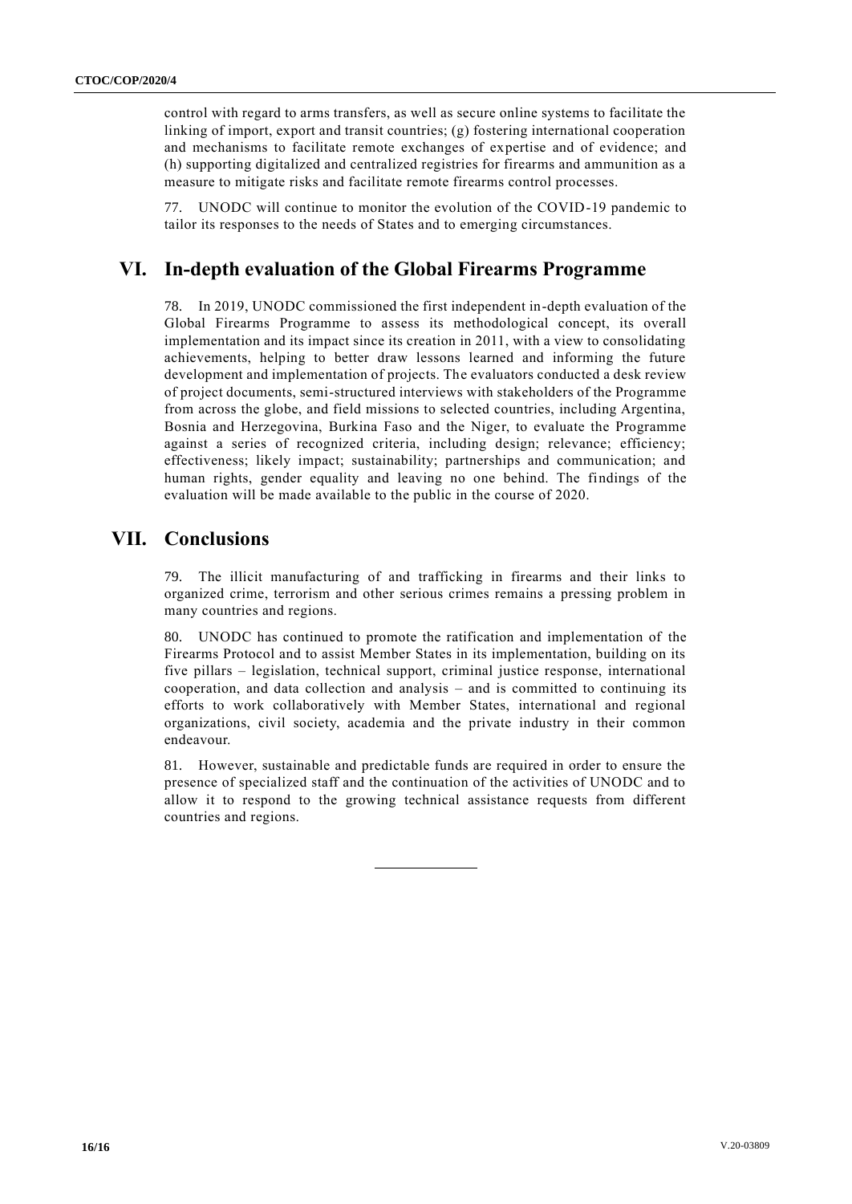control with regard to arms transfers, as well as secure online systems to facilitate the linking of import, export and transit countries; (g) fostering international cooperation and mechanisms to facilitate remote exchanges of expertise and of evidence; and (h) supporting digitalized and centralized registries for firearms and ammunition as a measure to mitigate risks and facilitate remote firearms control processes.

77. UNODC will continue to monitor the evolution of the COVID-19 pandemic to tailor its responses to the needs of States and to emerging circumstances.

## VI. In-depth evaluation of the Global Firearms Programme

78. In 2019, UNODC commissioned the first independent in-depth evaluation of the Global Firearms Programme to assess its methodological concept, its overall implementation and its impact since its creation in 2011, with a view to consolidating achievements, helping to better draw lessons learned and informing the future development and implementation of projects. The evaluators conducted a desk review of project documents, semi-structured interviews with stakeholders of the Programme from across the globe, and field missions to selected countries, including Argentina, Bosnia and Herzegovina, Burkina Faso and the Niger, to evaluate the Programme against a series of recognized criteria, including design; relevance; efficiency; effectiveness; likely impact; sustainability; partnerships and communication; and human rights, gender equality and leaving no one behind. The findings of the evaluation will be made available to the public in the course of 2020.

## VII. Conclusions

79. The illicit manufacturing of and trafficking in firearms and their links to organized crime, terrorism and other serious crimes remains a pressing problem in many countries and regions.

80. UNODC has continued to promote the ratification and implementation of the Firearms Protocol and to assist Member States in its implementation, building on its five pillars – legislation, technical support, criminal justice response, international cooperation, and data collection and analysis – and is committed to continuing its efforts to work collaboratively with Member States, international and regional organizations, civil society, academia and the private industry in their common endeavour.

81. However, sustainable and predictable funds are required in order to ensure the presence of specialized staff and the continuation of the activities of UNODC and to allow it to respond to the growing technical assistance requests from different countries and regions.